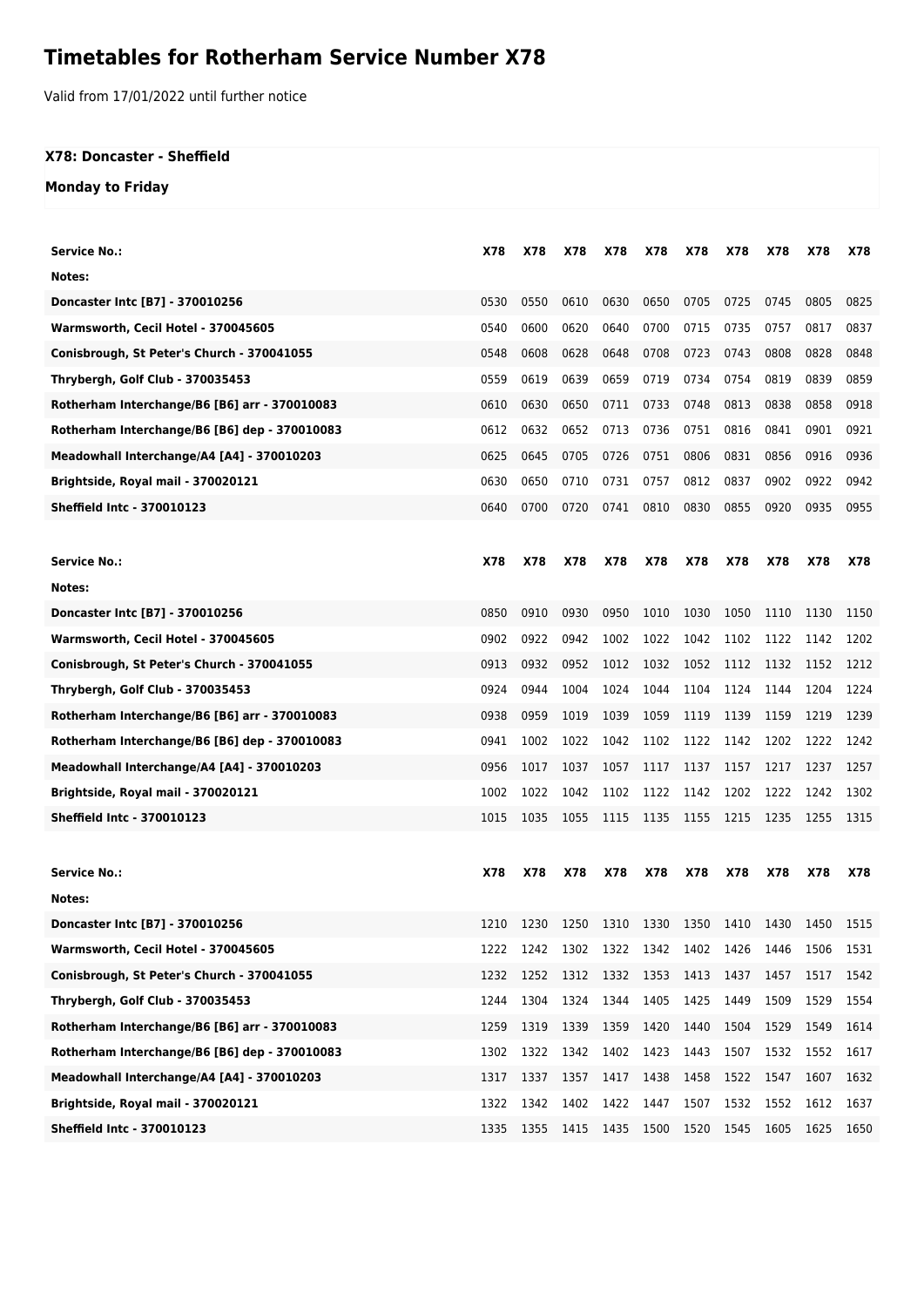# Timetables for Rotherham Service Number X78

Valid from 17/01/2022 until further notice

### X78: Doncaster - Sheffield

### Monday to Friday

| Service No.: | X78 | X78 | X78 | X78 | X78 | X78 | X78 | X78 | X78 | X78 |
|---|---|---|---|---|---|---|---|---|---|---|
| Notes: | | | | | | | | | | |
| Doncaster Intc [B7] - 370010256 | 0530 | 0550 | 0610 | 0630 | 0650 | 0705 | 0725 | 0745 | 0805 | 0825 |
| Warmsworth, Cecil Hotel - 370045605 | 0540 | 0600 | 0620 | 0640 | 0700 | 0715 | 0735 | 0757 | 0817 | 0837 |
| Conisbrough, St Peter's Church - 370041055 | 0548 | 0608 | 0628 | 0648 | 0708 | 0723 | 0743 | 0808 | 0828 | 0848 |
| Thrybergh, Golf Club - 370035453 | 0559 | 0619 | 0639 | 0659 | 0719 | 0734 | 0754 | 0819 | 0839 | 0859 |
| Rotherham Interchange/B6 [B6] arr - 370010083 | 0610 | 0630 | 0650 | 0711 | 0733 | 0748 | 0813 | 0838 | 0858 | 0918 |
| Rotherham Interchange/B6 [B6] dep - 370010083 | 0612 | 0632 | 0652 | 0713 | 0736 | 0751 | 0816 | 0841 | 0901 | 0921 |
| Meadowhall Interchange/A4 [A4] - 370010203 | 0625 | 0645 | 0705 | 0726 | 0751 | 0806 | 0831 | 0856 | 0916 | 0936 |
| Brightside, Royal mail - 370020121 | 0630 | 0650 | 0710 | 0731 | 0757 | 0812 | 0837 | 0902 | 0922 | 0942 |
| Sheffield Intc - 370010123 | 0640 | 0700 | 0720 | 0741 | 0810 | 0830 | 0855 | 0920 | 0935 | 0955 |

| Service No.: | X78 | X78 | X78 | X78 | X78 | X78 | X78 | X78 | X78 | X78 |
|---|---|---|---|---|---|---|---|---|---|---|
| Notes: | | | | | | | | | | |
| Doncaster Intc [B7] - 370010256 | 0850 | 0910 | 0930 | 0950 | 1010 | 1030 | 1050 | 1110 | 1130 | 1150 |
| Warmsworth, Cecil Hotel - 370045605 | 0902 | 0922 | 0942 | 1002 | 1022 | 1042 | 1102 | 1122 | 1142 | 1202 |
| Conisbrough, St Peter's Church - 370041055 | 0913 | 0932 | 0952 | 1012 | 1032 | 1052 | 1112 | 1132 | 1152 | 1212 |
| Thrybergh, Golf Club - 370035453 | 0924 | 0944 | 1004 | 1024 | 1044 | 1104 | 1124 | 1144 | 1204 | 1224 |
| Rotherham Interchange/B6 [B6] arr - 370010083 | 0938 | 0959 | 1019 | 1039 | 1059 | 1119 | 1139 | 1159 | 1219 | 1239 |
| Rotherham Interchange/B6 [B6] dep - 370010083 | 0941 | 1002 | 1022 | 1042 | 1102 | 1122 | 1142 | 1202 | 1222 | 1242 |
| Meadowhall Interchange/A4 [A4] - 370010203 | 0956 | 1017 | 1037 | 1057 | 1117 | 1137 | 1157 | 1217 | 1237 | 1257 |
| Brightside, Royal mail - 370020121 | 1002 | 1022 | 1042 | 1102 | 1122 | 1142 | 1202 | 1222 | 1242 | 1302 |
| Sheffield Intc - 370010123 | 1015 | 1035 | 1055 | 1115 | 1135 | 1155 | 1215 | 1235 | 1255 | 1315 |

| Service No.: | X78 | X78 | X78 | X78 | X78 | X78 | X78 | X78 | X78 | X78 |
|---|---|---|---|---|---|---|---|---|---|---|
| Notes: | | | | | | | | | | |
| Doncaster Intc [B7] - 370010256 | 1210 | 1230 | 1250 | 1310 | 1330 | 1350 | 1410 | 1430 | 1450 | 1515 |
| Warmsworth, Cecil Hotel - 370045605 | 1222 | 1242 | 1302 | 1322 | 1342 | 1402 | 1426 | 1446 | 1506 | 1531 |
| Conisbrough, St Peter's Church - 370041055 | 1232 | 1252 | 1312 | 1332 | 1353 | 1413 | 1437 | 1457 | 1517 | 1542 |
| Thrybergh, Golf Club - 370035453 | 1244 | 1304 | 1324 | 1344 | 1405 | 1425 | 1449 | 1509 | 1529 | 1554 |
| Rotherham Interchange/B6 [B6] arr - 370010083 | 1259 | 1319 | 1339 | 1359 | 1420 | 1440 | 1504 | 1529 | 1549 | 1614 |
| Rotherham Interchange/B6 [B6] dep - 370010083 | 1302 | 1322 | 1342 | 1402 | 1423 | 1443 | 1507 | 1532 | 1552 | 1617 |
| Meadowhall Interchange/A4 [A4] - 370010203 | 1317 | 1337 | 1357 | 1417 | 1438 | 1458 | 1522 | 1547 | 1607 | 1632 |
| Brightside, Royal mail - 370020121 | 1322 | 1342 | 1402 | 1422 | 1447 | 1507 | 1532 | 1552 | 1612 | 1637 |
| Sheffield Intc - 370010123 | 1335 | 1355 | 1415 | 1435 | 1500 | 1520 | 1545 | 1605 | 1625 | 1650 |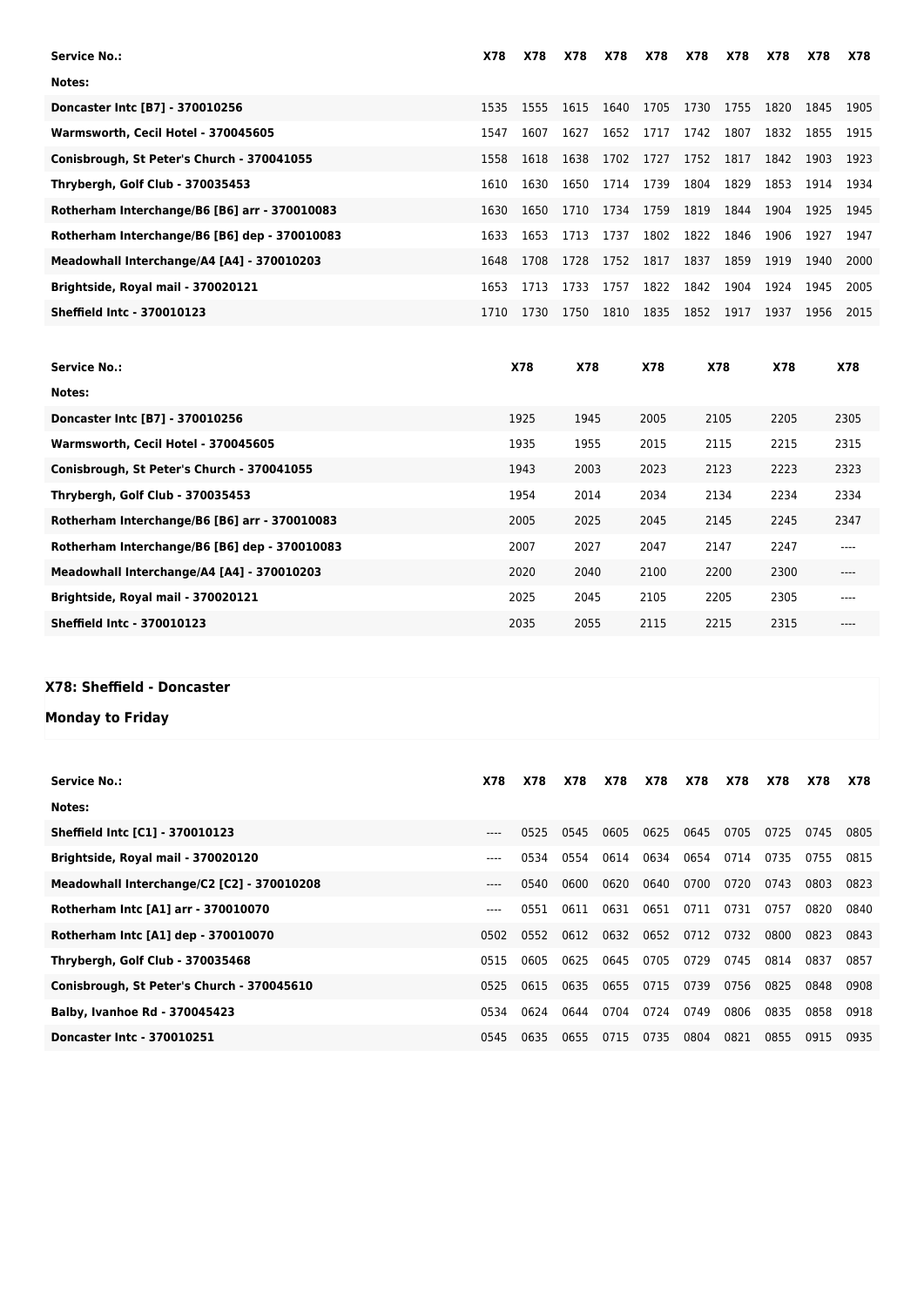| Service No.: | X78 | X78 | X78 | X78 | X78 | X78 | X78 | X78 | X78 | X78 |
|---|---|---|---|---|---|---|---|---|---|---|
| Notes: | | | | | | | | | | |
| Doncaster Intc [B7] - 370010256 | 1535 | 1555 | 1615 | 1640 | 1705 | 1730 | 1755 | 1820 | 1845 | 1905 |
| Warmsworth, Cecil Hotel - 370045605 | 1547 | 1607 | 1627 | 1652 | 1717 | 1742 | 1807 | 1832 | 1855 | 1915 |
| Conisbrough, St Peter's Church - 370041055 | 1558 | 1618 | 1638 | 1702 | 1727 | 1752 | 1817 | 1842 | 1903 | 1923 |
| Thrybergh, Golf Club - 370035453 | 1610 | 1630 | 1650 | 1714 | 1739 | 1804 | 1829 | 1853 | 1914 | 1934 |
| Rotherham Interchange/B6 [B6] arr - 370010083 | 1630 | 1650 | 1710 | 1734 | 1759 | 1819 | 1844 | 1904 | 1925 | 1945 |
| Rotherham Interchange/B6 [B6] dep - 370010083 | 1633 | 1653 | 1713 | 1737 | 1802 | 1822 | 1846 | 1906 | 1927 | 1947 |
| Meadowhall Interchange/A4 [A4] - 370010203 | 1648 | 1708 | 1728 | 1752 | 1817 | 1837 | 1859 | 1919 | 1940 | 2000 |
| Brightside, Royal mail - 370020121 | 1653 | 1713 | 1733 | 1757 | 1822 | 1842 | 1904 | 1924 | 1945 | 2005 |
| Sheffield Intc - 370010123 | 1710 | 1730 | 1750 | 1810 | 1835 | 1852 | 1917 | 1937 | 1956 | 2015 |

| Service No.: | X78 | X78 | X78 | X78 | X78 | X78 |
|---|---|---|---|---|---|---|
| Notes: | | | | | | |
| Doncaster Intc [B7] - 370010256 | 1925 | 1945 | 2005 | 2105 | 2205 | 2305 |
| Warmsworth, Cecil Hotel - 370045605 | 1935 | 1955 | 2015 | 2115 | 2215 | 2315 |
| Conisbrough, St Peter's Church - 370041055 | 1943 | 2003 | 2023 | 2123 | 2223 | 2323 |
| Thrybergh, Golf Club - 370035453 | 1954 | 2014 | 2034 | 2134 | 2234 | 2334 |
| Rotherham Interchange/B6 [B6] arr - 370010083 | 2005 | 2025 | 2045 | 2145 | 2245 | 2347 |
| Rotherham Interchange/B6 [B6] dep - 370010083 | 2007 | 2027 | 2047 | 2147 | 2247 | ---- |
| Meadowhall Interchange/A4 [A4] - 370010203 | 2020 | 2040 | 2100 | 2200 | 2300 | ---- |
| Brightside, Royal mail - 370020121 | 2025 | 2045 | 2105 | 2205 | 2305 | ---- |
| Sheffield Intc - 370010123 | 2035 | 2055 | 2115 | 2215 | 2315 | ---- |

## X78: Sheffield - Doncaster

## Monday to Friday

| Service No.: | X78 | X78 | X78 | X78 | X78 | X78 | X78 | X78 | X78 | X78 |
|---|---|---|---|---|---|---|---|---|---|---|
| Notes: | | | | | | | | | | |
| Sheffield Intc [C1] - 370010123 | ---- | 0525 | 0545 | 0605 | 0625 | 0645 | 0705 | 0725 | 0745 | 0805 |
| Brightside, Royal mail - 370020120 | ---- | 0534 | 0554 | 0614 | 0634 | 0654 | 0714 | 0735 | 0755 | 0815 |
| Meadowhall Interchange/C2 [C2] - 370010208 | ---- | 0540 | 0600 | 0620 | 0640 | 0700 | 0720 | 0743 | 0803 | 0823 |
| Rotherham Intc [A1] arr - 370010070 | ---- | 0551 | 0611 | 0631 | 0651 | 0711 | 0731 | 0757 | 0820 | 0840 |
| Rotherham Intc [A1] dep - 370010070 | 0502 | 0552 | 0612 | 0632 | 0652 | 0712 | 0732 | 0800 | 0823 | 0843 |
| Thrybergh, Golf Club - 370035468 | 0515 | 0605 | 0625 | 0645 | 0705 | 0729 | 0745 | 0814 | 0837 | 0857 |
| Conisbrough, St Peter's Church - 370045610 | 0525 | 0615 | 0635 | 0655 | 0715 | 0739 | 0756 | 0825 | 0848 | 0908 |
| Balby, Ivanhoe Rd - 370045423 | 0534 | 0624 | 0644 | 0704 | 0724 | 0749 | 0806 | 0835 | 0858 | 0918 |
| Doncaster Intc - 370010251 | 0545 | 0635 | 0655 | 0715 | 0735 | 0804 | 0821 | 0855 | 0915 | 0935 |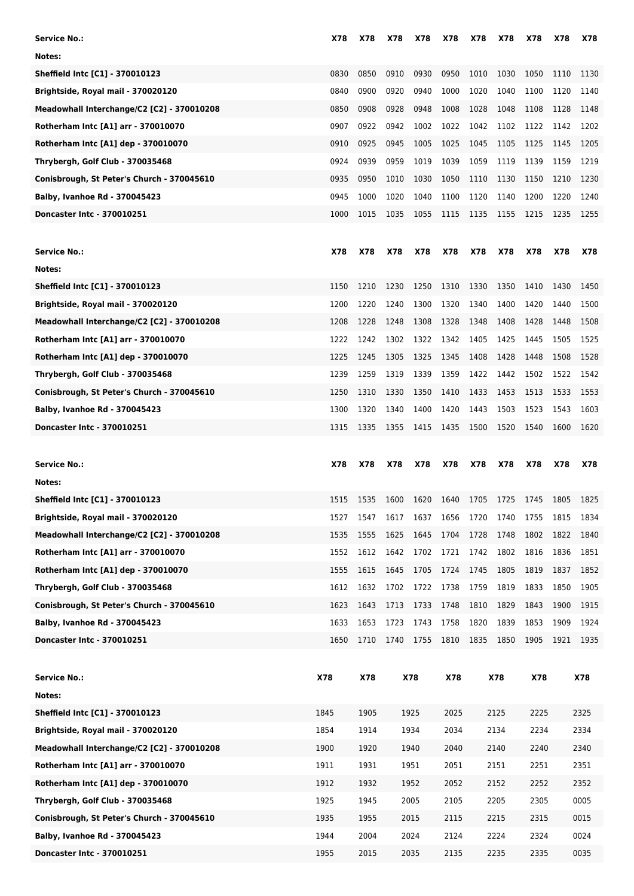| Service No.: | X78 | X78 | X78 | X78 | X78 | X78 | X78 | X78 | X78 | X78 |
|---|---|---|---|---|---|---|---|---|---|---|
| Notes: | | | | | | | | | | |
| Sheffield Intc [C1] - 370010123 | 0830 | 0850 | 0910 | 0930 | 0950 | 1010 | 1030 | 1050 | 1110 | 1130 |
| Brightside, Royal mail - 370020120 | 0840 | 0900 | 0920 | 0940 | 1000 | 1020 | 1040 | 1100 | 1120 | 1140 |
| Meadowhall Interchange/C2 [C2] - 370010208 | 0850 | 0908 | 0928 | 0948 | 1008 | 1028 | 1048 | 1108 | 1128 | 1148 |
| Rotherham Intc [A1] arr - 370010070 | 0907 | 0922 | 0942 | 1002 | 1022 | 1042 | 1102 | 1122 | 1142 | 1202 |
| Rotherham Intc [A1] dep - 370010070 | 0910 | 0925 | 0945 | 1005 | 1025 | 1045 | 1105 | 1125 | 1145 | 1205 |
| Thrybergh, Golf Club - 370035468 | 0924 | 0939 | 0959 | 1019 | 1039 | 1059 | 1119 | 1139 | 1159 | 1219 |
| Conisbrough, St Peter's Church - 370045610 | 0935 | 0950 | 1010 | 1030 | 1050 | 1110 | 1130 | 1150 | 1210 | 1230 |
| Balby, Ivanhoe Rd - 370045423 | 0945 | 1000 | 1020 | 1040 | 1100 | 1120 | 1140 | 1200 | 1220 | 1240 |
| Doncaster Intc - 370010251 | 1000 | 1015 | 1035 | 1055 | 1115 | 1135 | 1155 | 1215 | 1235 | 1255 |

| Service No.: | X78 | X78 | X78 | X78 | X78 | X78 | X78 | X78 | X78 | X78 |
|---|---|---|---|---|---|---|---|---|---|---|
| Notes: | | | | | | | | | | |
| Sheffield Intc [C1] - 370010123 | 1150 | 1210 | 1230 | 1250 | 1310 | 1330 | 1350 | 1410 | 1430 | 1450 |
| Brightside, Royal mail - 370020120 | 1200 | 1220 | 1240 | 1300 | 1320 | 1340 | 1400 | 1420 | 1440 | 1500 |
| Meadowhall Interchange/C2 [C2] - 370010208 | 1208 | 1228 | 1248 | 1308 | 1328 | 1348 | 1408 | 1428 | 1448 | 1508 |
| Rotherham Intc [A1] arr - 370010070 | 1222 | 1242 | 1302 | 1322 | 1342 | 1405 | 1425 | 1445 | 1505 | 1525 |
| Rotherham Intc [A1] dep - 370010070 | 1225 | 1245 | 1305 | 1325 | 1345 | 1408 | 1428 | 1448 | 1508 | 1528 |
| Thrybergh, Golf Club - 370035468 | 1239 | 1259 | 1319 | 1339 | 1359 | 1422 | 1442 | 1502 | 1522 | 1542 |
| Conisbrough, St Peter's Church - 370045610 | 1250 | 1310 | 1330 | 1350 | 1410 | 1433 | 1453 | 1513 | 1533 | 1553 |
| Balby, Ivanhoe Rd - 370045423 | 1300 | 1320 | 1340 | 1400 | 1420 | 1443 | 1503 | 1523 | 1543 | 1603 |
| Doncaster Intc - 370010251 | 1315 | 1335 | 1355 | 1415 | 1435 | 1500 | 1520 | 1540 | 1600 | 1620 |

| Service No.: | X78 | X78 | X78 | X78 | X78 | X78 | X78 | X78 | X78 | X78 |
|---|---|---|---|---|---|---|---|---|---|---|
| Notes: | | | | | | | | | | |
| Sheffield Intc [C1] - 370010123 | 1515 | 1535 | 1600 | 1620 | 1640 | 1705 | 1725 | 1745 | 1805 | 1825 |
| Brightside, Royal mail - 370020120 | 1527 | 1547 | 1617 | 1637 | 1656 | 1720 | 1740 | 1755 | 1815 | 1834 |
| Meadowhall Interchange/C2 [C2] - 370010208 | 1535 | 1555 | 1625 | 1645 | 1704 | 1728 | 1748 | 1802 | 1822 | 1840 |
| Rotherham Intc [A1] arr - 370010070 | 1552 | 1612 | 1642 | 1702 | 1721 | 1742 | 1802 | 1816 | 1836 | 1851 |
| Rotherham Intc [A1] dep - 370010070 | 1555 | 1615 | 1645 | 1705 | 1724 | 1745 | 1805 | 1819 | 1837 | 1852 |
| Thrybergh, Golf Club - 370035468 | 1612 | 1632 | 1702 | 1722 | 1738 | 1759 | 1819 | 1833 | 1850 | 1905 |
| Conisbrough, St Peter's Church - 370045610 | 1623 | 1643 | 1713 | 1733 | 1748 | 1810 | 1829 | 1843 | 1900 | 1915 |
| Balby, Ivanhoe Rd - 370045423 | 1633 | 1653 | 1723 | 1743 | 1758 | 1820 | 1839 | 1853 | 1909 | 1924 |
| Doncaster Intc - 370010251 | 1650 | 1710 | 1740 | 1755 | 1810 | 1835 | 1850 | 1905 | 1921 | 1935 |

| Service No.: | X78 | X78 | X78 | X78 | X78 | X78 | X78 |
|---|---|---|---|---|---|---|---|
| Notes: | | | | | | | |
| Sheffield Intc [C1] - 370010123 | 1845 | 1905 | 1925 | 2025 | 2125 | 2225 | 2325 |
| Brightside, Royal mail - 370020120 | 1854 | 1914 | 1934 | 2034 | 2134 | 2234 | 2334 |
| Meadowhall Interchange/C2 [C2] - 370010208 | 1900 | 1920 | 1940 | 2040 | 2140 | 2240 | 2340 |
| Rotherham Intc [A1] arr - 370010070 | 1911 | 1931 | 1951 | 2051 | 2151 | 2251 | 2351 |
| Rotherham Intc [A1] dep - 370010070 | 1912 | 1932 | 1952 | 2052 | 2152 | 2252 | 2352 |
| Thrybergh, Golf Club - 370035468 | 1925 | 1945 | 2005 | 2105 | 2205 | 2305 | 0005 |
| Conisbrough, St Peter's Church - 370045610 | 1935 | 1955 | 2015 | 2115 | 2215 | 2315 | 0015 |
| Balby, Ivanhoe Rd - 370045423 | 1944 | 2004 | 2024 | 2124 | 2224 | 2324 | 0024 |
| Doncaster Intc - 370010251 | 1955 | 2015 | 2035 | 2135 | 2235 | 2335 | 0035 |